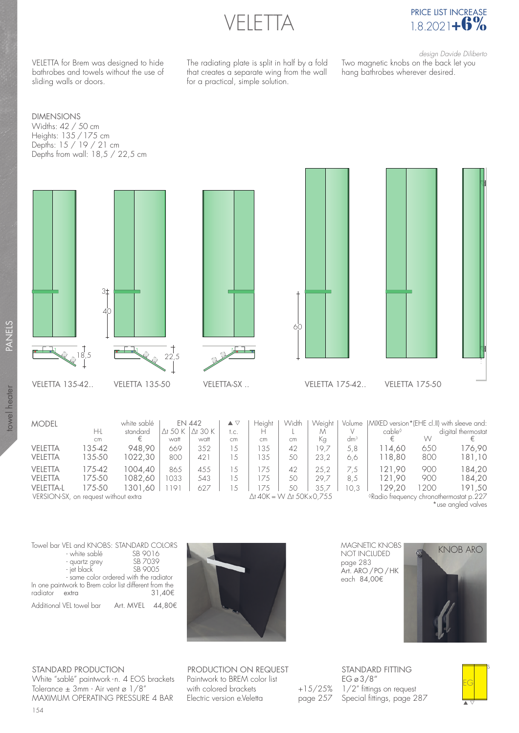# VELETTA

PRICE LIST INCREASE
1.8.2021 **+6%**

*design Davide Diliberto*

VELETTA for Brem was designed to hide bathrobes and towels without the use of sliding walls or doors.

The radiating plate is split in half by a fold that creates a separate wing from the wall for a practical, simple solution.

Two magnetic knobs on the back let you hang bathrobes wherever desired.

DIMENSIONS
Widths: 42 / 50 cm
Heights: 135 / 175 cm
Depths: 15 / 19 / 21 cm
Depths from wall: 18,5 / 22,5 cm

3
40
18,5
22,5
60

VELETTA 135-42.. VELETTA 135-50 VELETTA-SX .. VELETTA 175-42.. VELETTA 175-50

| MODEL | H-L cm | white sablé standard € | EN 442 Δt 50 K watt | Δt 30 K watt | ▲▽ t.c. cm | Height H cm | Width L cm | Weight M Kg | Volume V dm³ | MIXED version*(EHE cl.II) with sleeve and: cable◊ € | W | digital thermostat € |
|---|---|---|---|---|---|---|---|---|---|---|---|---|
| VELETTA | 135-42 | 948,90 | 669 | 352 | 15 | 135 | 42 | 19,7 | 5,8 | 114,60 | 650 | 176,90 |
| VELETTA | 135-50 | 1022,30 | 800 | 421 | 15 | 135 | 50 | 23,2 | 6,6 | 118,80 | 800 | 181,10 |
| VELETTA | 175-42 | 1004,40 | 865 | 455 | 15 | 175 | 42 | 25,2 | 7,5 | 121,90 | 900 | 184,20 |
| VELETTA | 175-50 | 1082,60 | 1033 | 543 | 15 | 175 | 50 | 29,7 | 8,5 | 121,90 | 900 | 184,20 |
| VELETTA-L | 175-50 | 1301,60 | 1191 | 627 | 15 | 175 | 50 | 35,7 | 10,3 | 129,20 | 1200 | 191,50 |

VERSION-SX, on request without extra

Δt 40K = W Δt 50K×0,755

◊Radio frequency chronothermostat p.227
*use angled valves

Towel bar VEL and KNOBS: STANDARD COLORS
- white sablé SB 9016
- quartz grey SB 7039
- jet black SB 9005
- same color ordered with the radiator

In one paintwork to Brem color list different from the radiator extra 31,40€

Additional VEL towel bar Art. MVEL 44,80€

MAGNETIC KNOBS NOT INCLUDED
page 283
Art. ARO / PO / HK
each 84,00€

KNOB ARO

STANDARD PRODUCTION
White "sablé" paintwork - n. 4 EOS brackets
Tolerance ± 3mm - Air vent ⌀ 1/8"
MAXIMUM OPERATING PRESSURE 4 BAR

PRODUCTION ON REQUEST
Paintwork to BREM color list with colored brackets +15/25%
Electric version e.Veletta page 257

STANDARD FITTING
EG ⌀ 3/8"
1/2" fittings on request
Special fittings, page 287

EG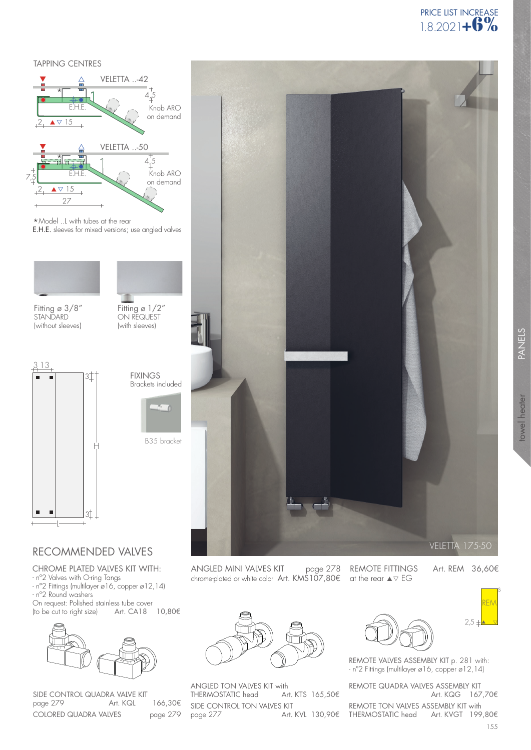PRICE LIST INCREASE
1.8.2021 **+6%**

## TAPPING CENTRES

VELETTA ..-42

E.H.E.

4,5

Knob ARO on demand

2 ▲▽ 15

VELETTA ..-50

E.H.E.

4,5

7,5

Knob ARO on demand

2 ▲▽ 15

27

*Model ..L with tubes at the rear
E.H.E. sleeves for mixed versions; use angled valves

Fitting ø 3/8"
STANDARD
(without sleeves)

Fitting ø 1/2"
ON REQUEST
(with sleeves)

3 13

3

H

3

L

FIXINGS
Brackets included

B35 bracket

VELETTA 175-50

## RECOMMENDED VALVES

CHROME PLATED VALVES KIT WITH:
- n°2 Valves with O-ring Tangs
- n°2 Fittings (multilayer ø16, copper ø12,14)
- n°2 Round washers

On request: Polished stainless tube cover
(to be cut to right size) Art. CA18 10,80€

SIDE CONTROL QUADRA VALVE KIT
page 279 Art. KQL 166,30€

COLORED QUADRA VALVES page 279

ANGLED MINI VALVES KIT page 278
chrome-plated or white color Art. KMS107,80€

ANGLED TON VALVES KIT with
THERMOSTATIC head Art. KTS 165,50€

SIDE CONTROL TON VALVES KIT
page 277 Art. KVL 130,90€

REMOTE FITTINGS Art. REM 36,60€
at the rear ▲▽ EG

REM

2,5

REMOTE VALVES ASSEMBLY KIT p. 281 with:
- n°2 Fittings (multilayer ø16, copper ø12,14)

REMOTE QUADRA VALVES ASSEMBLY KIT
Art. KQG 167,70€

REMOTE TON VALVES ASSEMBLY KIT with
THERMOSTATIC head Art. KVGT 199,80€

PANELS
towel heater